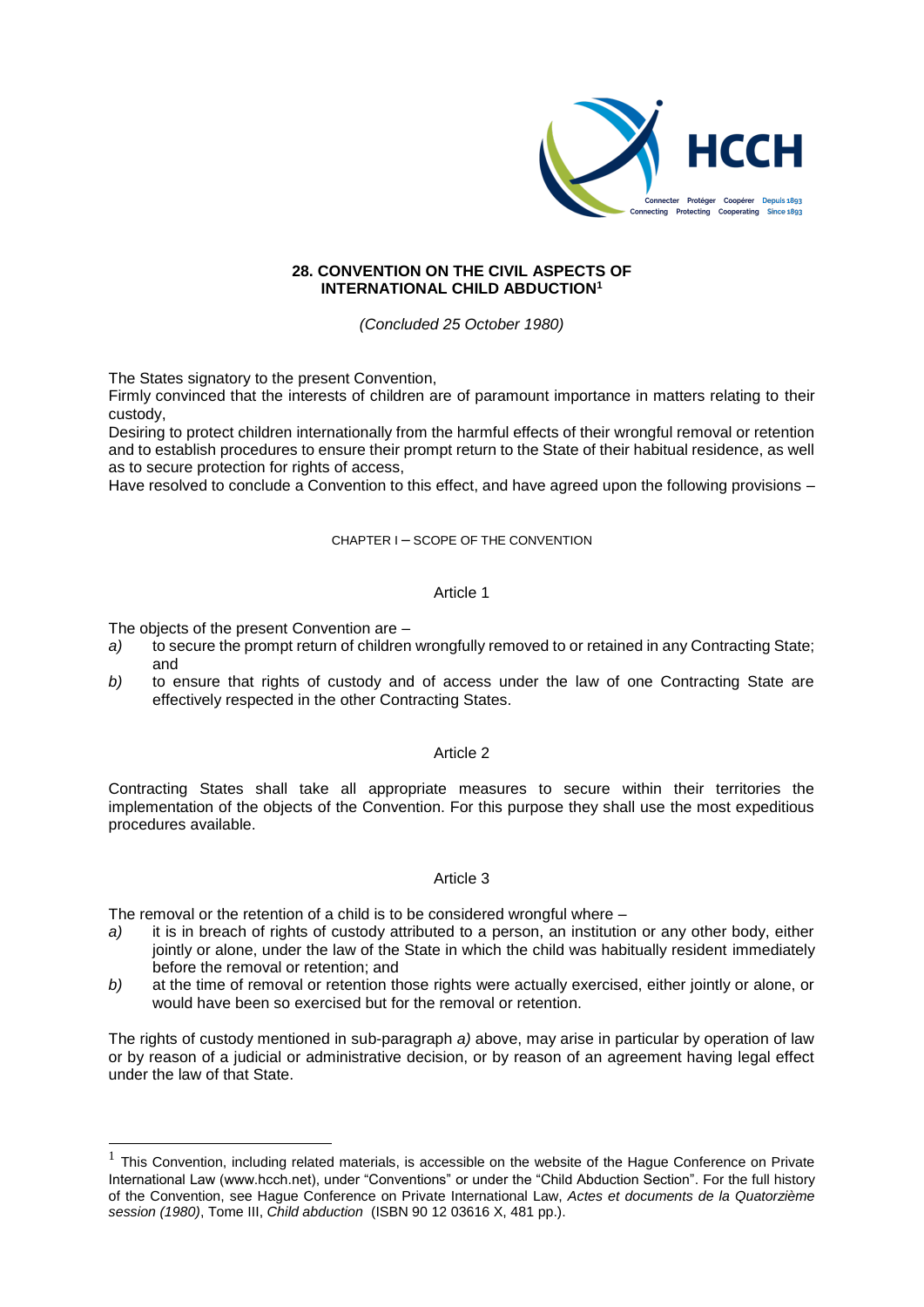# 28. CONVENTION ON THE CIVIL ASPECTS OF INTERNATIONAL CHILD ABDUCTION[1]

*(Concluded 25 October 1980)*

The States signatory to the present Convention,

Firmly convinced that the interests of children are of paramount importance in matters relating to their custody,

Desiring to protect children internationally from the harmful effects of their wrongful removal or retention and to establish procedures to ensure their prompt return to the State of their habitual residence, as well as to secure protection for rights of access,

Have resolved to conclude a Convention to this effect, and have agreed upon the following provisions –

## CHAPTER I – SCOPE OF THE CONVENTION

### Article 1

The objects of the present Convention are –

*a)* to secure the prompt return of children wrongfully removed to or retained in any Contracting State; and

*b)* to ensure that rights of custody and of access under the law of one Contracting State are effectively respected in the other Contracting States.

### Article 2

Contracting States shall take all appropriate measures to secure within their territories the implementation of the objects of the Convention. For this purpose they shall use the most expeditious procedures available.

### Article 3

The removal or the retention of a child is to be considered wrongful where –

*a)* it is in breach of rights of custody attributed to a person, an institution or any other body, either jointly or alone, under the law of the State in which the child was habitually resident immediately before the removal or retention; and

*b)* at the time of removal or retention those rights were actually exercised, either jointly or alone, or would have been so exercised but for the removal or retention.

The rights of custody mentioned in sub-paragraph *a)* above, may arise in particular by operation of law or by reason of a judicial or administrative decision, or by reason of an agreement having legal effect under the law of that State.

---

[1] This Convention, including related materials, is accessible on the website of the Hague Conference on Private International Law (www.hcch.net), under "Conventions" or under the "Child Abduction Section". For the full history of the Convention, see Hague Conference on Private International Law, *Actes et documents de la Quatorzième session (1980)*, Tome III, *Child abduction* (ISBN 90 12 03616 X, 481 pp.).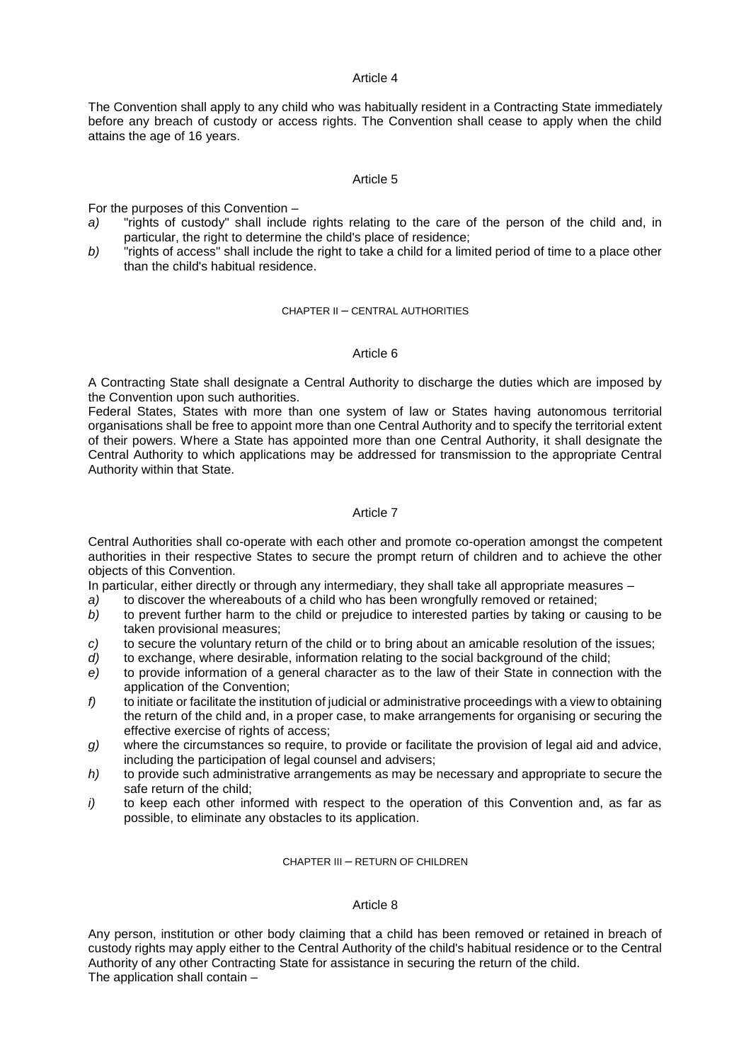### Article 4

The Convention shall apply to any child who was habitually resident in a Contracting State immediately before any breach of custody or access rights. The Convention shall cease to apply when the child attains the age of 16 years.

### Article 5

For the purposes of this Convention –

*a)* "rights of custody" shall include rights relating to the care of the person of the child and, in particular, the right to determine the child's place of residence;

*b)* "rights of access" shall include the right to take a child for a limited period of time to a place other than the child's habitual residence.

## CHAPTER II – CENTRAL AUTHORITIES

### Article 6

A Contracting State shall designate a Central Authority to discharge the duties which are imposed by the Convention upon such authorities.

Federal States, States with more than one system of law or States having autonomous territorial organisations shall be free to appoint more than one Central Authority and to specify the territorial extent of their powers. Where a State has appointed more than one Central Authority, it shall designate the Central Authority to which applications may be addressed for transmission to the appropriate Central Authority within that State.

### Article 7

Central Authorities shall co-operate with each other and promote co-operation amongst the competent authorities in their respective States to secure the prompt return of children and to achieve the other objects of this Convention.

In particular, either directly or through any intermediary, they shall take all appropriate measures –

*a)* to discover the whereabouts of a child who has been wrongfully removed or retained;

*b)* to prevent further harm to the child or prejudice to interested parties by taking or causing to be taken provisional measures;

*c)* to secure the voluntary return of the child or to bring about an amicable resolution of the issues;

*d)* to exchange, where desirable, information relating to the social background of the child;

*e)* to provide information of a general character as to the law of their State in connection with the application of the Convention;

*f)* to initiate or facilitate the institution of judicial or administrative proceedings with a view to obtaining the return of the child and, in a proper case, to make arrangements for organising or securing the effective exercise of rights of access;

*g)* where the circumstances so require, to provide or facilitate the provision of legal aid and advice, including the participation of legal counsel and advisers;

*h)* to provide such administrative arrangements as may be necessary and appropriate to secure the safe return of the child;

*i)* to keep each other informed with respect to the operation of this Convention and, as far as possible, to eliminate any obstacles to its application.

## CHAPTER III – RETURN OF CHILDREN

### Article 8

Any person, institution or other body claiming that a child has been removed or retained in breach of custody rights may apply either to the Central Authority of the child's habitual residence or to the Central Authority of any other Contracting State for assistance in securing the return of the child.

The application shall contain –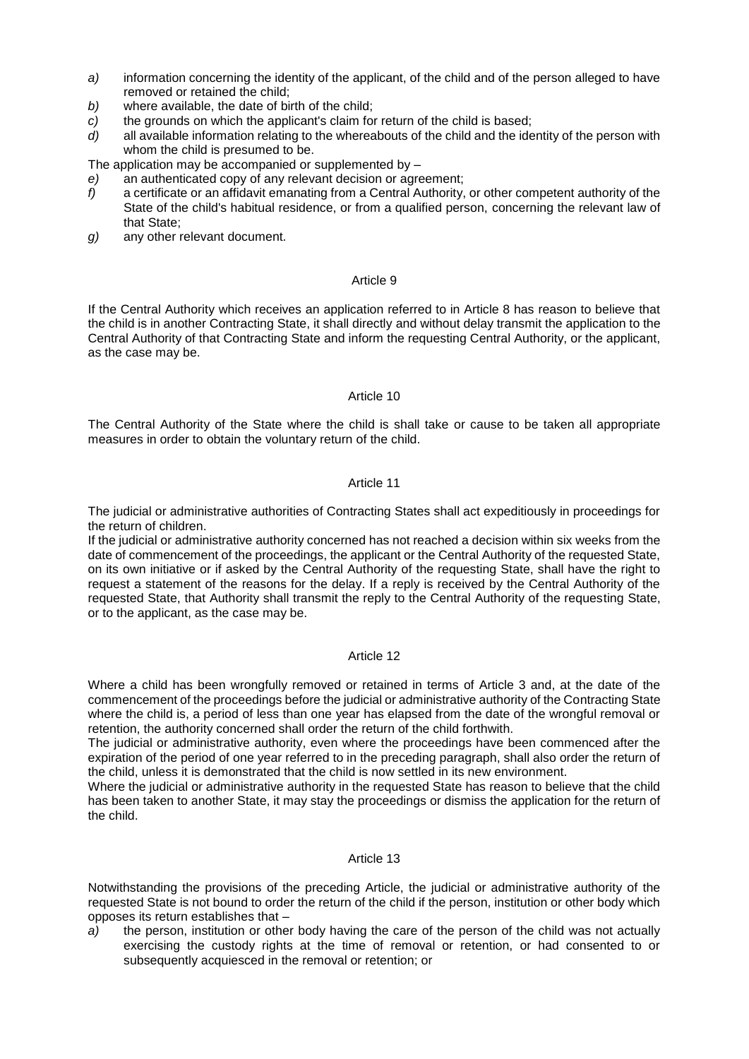- *a)* information concerning the identity of the applicant, of the child and of the person alleged to have removed or retained the child;
- *b)* where available, the date of birth of the child;
- *c)* the grounds on which the applicant's claim for return of the child is based;
- *d)* all available information relating to the whereabouts of the child and the identity of the person with whom the child is presumed to be.

The application may be accompanied or supplemented by –

- *e)* an authenticated copy of any relevant decision or agreement;
- *f)* a certificate or an affidavit emanating from a Central Authority, or other competent authority of the State of the child's habitual residence, or from a qualified person, concerning the relevant law of that State;
- *g)* any other relevant document.

Article 9

If the Central Authority which receives an application referred to in Article 8 has reason to believe that the child is in another Contracting State, it shall directly and without delay transmit the application to the Central Authority of that Contracting State and inform the requesting Central Authority, or the applicant, as the case may be.

Article 10

The Central Authority of the State where the child is shall take or cause to be taken all appropriate measures in order to obtain the voluntary return of the child.

Article 11

The judicial or administrative authorities of Contracting States shall act expeditiously in proceedings for the return of children.

If the judicial or administrative authority concerned has not reached a decision within six weeks from the date of commencement of the proceedings, the applicant or the Central Authority of the requested State, on its own initiative or if asked by the Central Authority of the requesting State, shall have the right to request a statement of the reasons for the delay. If a reply is received by the Central Authority of the requested State, that Authority shall transmit the reply to the Central Authority of the requesting State, or to the applicant, as the case may be.

Article 12

Where a child has been wrongfully removed or retained in terms of Article 3 and, at the date of the commencement of the proceedings before the judicial or administrative authority of the Contracting State where the child is, a period of less than one year has elapsed from the date of the wrongful removal or retention, the authority concerned shall order the return of the child forthwith.

The judicial or administrative authority, even where the proceedings have been commenced after the expiration of the period of one year referred to in the preceding paragraph, shall also order the return of the child, unless it is demonstrated that the child is now settled in its new environment.

Where the judicial or administrative authority in the requested State has reason to believe that the child has been taken to another State, it may stay the proceedings or dismiss the application for the return of the child.

Article 13

Notwithstanding the provisions of the preceding Article, the judicial or administrative authority of the requested State is not bound to order the return of the child if the person, institution or other body which opposes its return establishes that –

- *a)* the person, institution or other body having the care of the person of the child was not actually exercising the custody rights at the time of removal or retention, or had consented to or subsequently acquiesced in the removal or retention; or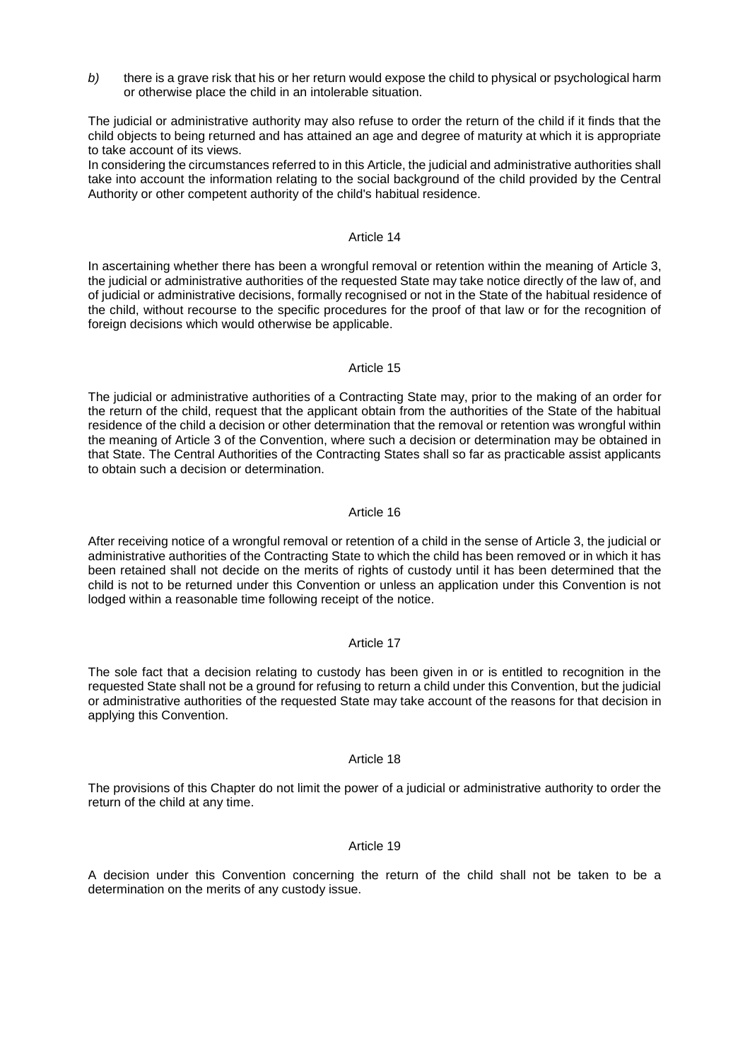*b)* there is a grave risk that his or her return would expose the child to physical or psychological harm or otherwise place the child in an intolerable situation.

The judicial or administrative authority may also refuse to order the return of the child if it finds that the child objects to being returned and has attained an age and degree of maturity at which it is appropriate to take account of its views.

In considering the circumstances referred to in this Article, the judicial and administrative authorities shall take into account the information relating to the social background of the child provided by the Central Authority or other competent authority of the child's habitual residence.

### Article 14

In ascertaining whether there has been a wrongful removal or retention within the meaning of Article 3, the judicial or administrative authorities of the requested State may take notice directly of the law of, and of judicial or administrative decisions, formally recognised or not in the State of the habitual residence of the child, without recourse to the specific procedures for the proof of that law or for the recognition of foreign decisions which would otherwise be applicable.

### Article 15

The judicial or administrative authorities of a Contracting State may, prior to the making of an order for the return of the child, request that the applicant obtain from the authorities of the State of the habitual residence of the child a decision or other determination that the removal or retention was wrongful within the meaning of Article 3 of the Convention, where such a decision or determination may be obtained in that State. The Central Authorities of the Contracting States shall so far as practicable assist applicants to obtain such a decision or determination.

### Article 16

After receiving notice of a wrongful removal or retention of a child in the sense of Article 3, the judicial or administrative authorities of the Contracting State to which the child has been removed or in which it has been retained shall not decide on the merits of rights of custody until it has been determined that the child is not to be returned under this Convention or unless an application under this Convention is not lodged within a reasonable time following receipt of the notice.

### Article 17

The sole fact that a decision relating to custody has been given in or is entitled to recognition in the requested State shall not be a ground for refusing to return a child under this Convention, but the judicial or administrative authorities of the requested State may take account of the reasons for that decision in applying this Convention.

### Article 18

The provisions of this Chapter do not limit the power of a judicial or administrative authority to order the return of the child at any time.

### Article 19

A decision under this Convention concerning the return of the child shall not be taken to be a determination on the merits of any custody issue.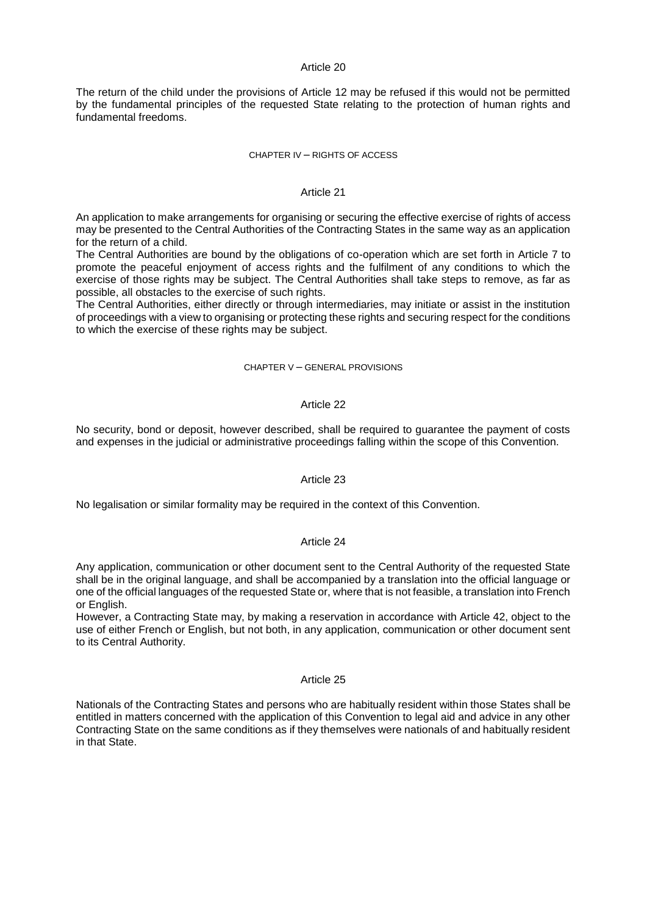### Article 20

The return of the child under the provisions of Article 12 may be refused if this would not be permitted by the fundamental principles of the requested State relating to the protection of human rights and fundamental freedoms.

## CHAPTER IV – RIGHTS OF ACCESS

### Article 21

An application to make arrangements for organising or securing the effective exercise of rights of access may be presented to the Central Authorities of the Contracting States in the same way as an application for the return of a child.

The Central Authorities are bound by the obligations of co-operation which are set forth in Article 7 to promote the peaceful enjoyment of access rights and the fulfilment of any conditions to which the exercise of those rights may be subject. The Central Authorities shall take steps to remove, as far as possible, all obstacles to the exercise of such rights.

The Central Authorities, either directly or through intermediaries, may initiate or assist in the institution of proceedings with a view to organising or protecting these rights and securing respect for the conditions to which the exercise of these rights may be subject.

## CHAPTER V – GENERAL PROVISIONS

### Article 22

No security, bond or deposit, however described, shall be required to guarantee the payment of costs and expenses in the judicial or administrative proceedings falling within the scope of this Convention.

### Article 23

No legalisation or similar formality may be required in the context of this Convention.

### Article 24

Any application, communication or other document sent to the Central Authority of the requested State shall be in the original language, and shall be accompanied by a translation into the official language or one of the official languages of the requested State or, where that is not feasible, a translation into French or English.

However, a Contracting State may, by making a reservation in accordance with Article 42, object to the use of either French or English, but not both, in any application, communication or other document sent to its Central Authority.

### Article 25

Nationals of the Contracting States and persons who are habitually resident within those States shall be entitled in matters concerned with the application of this Convention to legal aid and advice in any other Contracting State on the same conditions as if they themselves were nationals of and habitually resident in that State.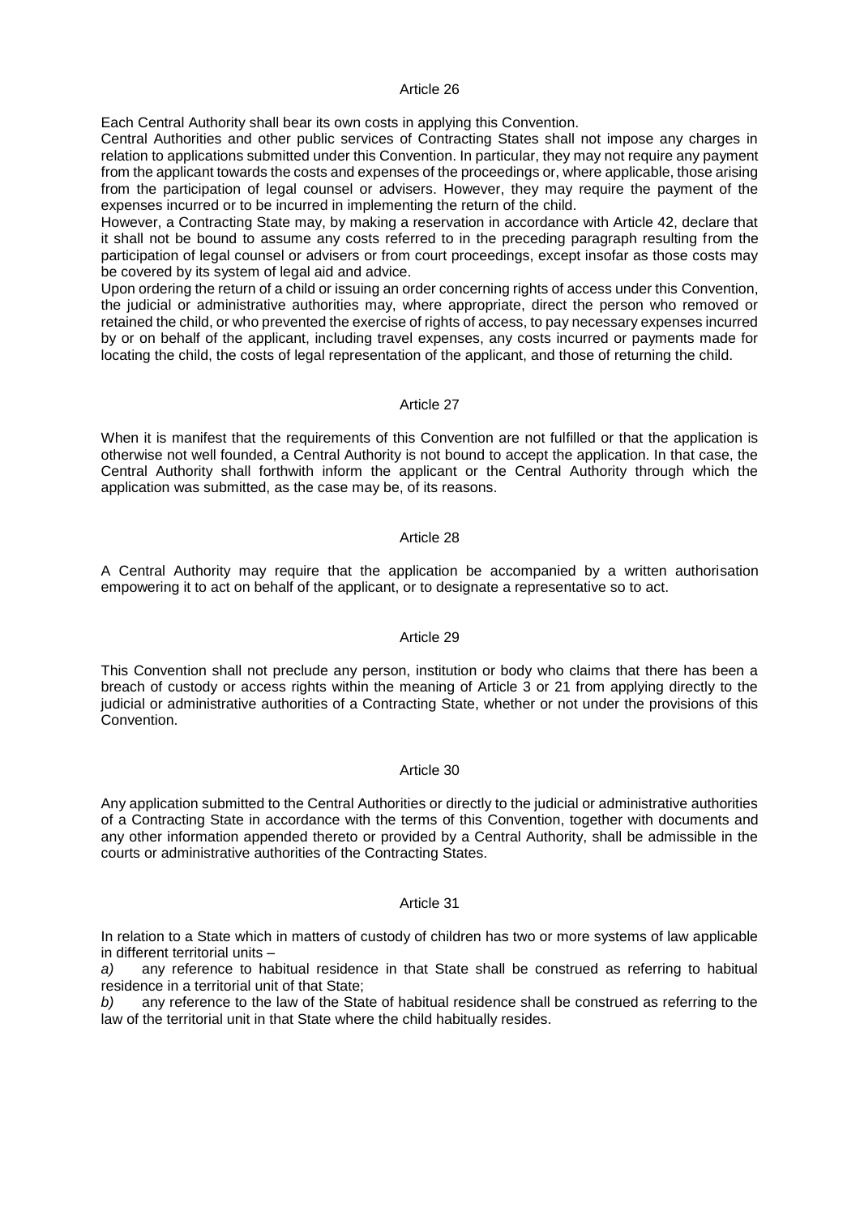### Article 26

Each Central Authority shall bear its own costs in applying this Convention.

Central Authorities and other public services of Contracting States shall not impose any charges in relation to applications submitted under this Convention. In particular, they may not require any payment from the applicant towards the costs and expenses of the proceedings or, where applicable, those arising from the participation of legal counsel or advisers. However, they may require the payment of the expenses incurred or to be incurred in implementing the return of the child.

However, a Contracting State may, by making a reservation in accordance with Article 42, declare that it shall not be bound to assume any costs referred to in the preceding paragraph resulting from the participation of legal counsel or advisers or from court proceedings, except insofar as those costs may be covered by its system of legal aid and advice.

Upon ordering the return of a child or issuing an order concerning rights of access under this Convention, the judicial or administrative authorities may, where appropriate, direct the person who removed or retained the child, or who prevented the exercise of rights of access, to pay necessary expenses incurred by or on behalf of the applicant, including travel expenses, any costs incurred or payments made for locating the child, the costs of legal representation of the applicant, and those of returning the child.

### Article 27

When it is manifest that the requirements of this Convention are not fulfilled or that the application is otherwise not well founded, a Central Authority is not bound to accept the application. In that case, the Central Authority shall forthwith inform the applicant or the Central Authority through which the application was submitted, as the case may be, of its reasons.

### Article 28

A Central Authority may require that the application be accompanied by a written authorisation empowering it to act on behalf of the applicant, or to designate a representative so to act.

### Article 29

This Convention shall not preclude any person, institution or body who claims that there has been a breach of custody or access rights within the meaning of Article 3 or 21 from applying directly to the judicial or administrative authorities of a Contracting State, whether or not under the provisions of this Convention.

### Article 30

Any application submitted to the Central Authorities or directly to the judicial or administrative authorities of a Contracting State in accordance with the terms of this Convention, together with documents and any other information appended thereto or provided by a Central Authority, shall be admissible in the courts or administrative authorities of the Contracting States.

### Article 31

In relation to a State which in matters of custody of children has two or more systems of law applicable in different territorial units –

*a)* any reference to habitual residence in that State shall be construed as referring to habitual residence in a territorial unit of that State;

*b)* any reference to the law of the State of habitual residence shall be construed as referring to the law of the territorial unit in that State where the child habitually resides.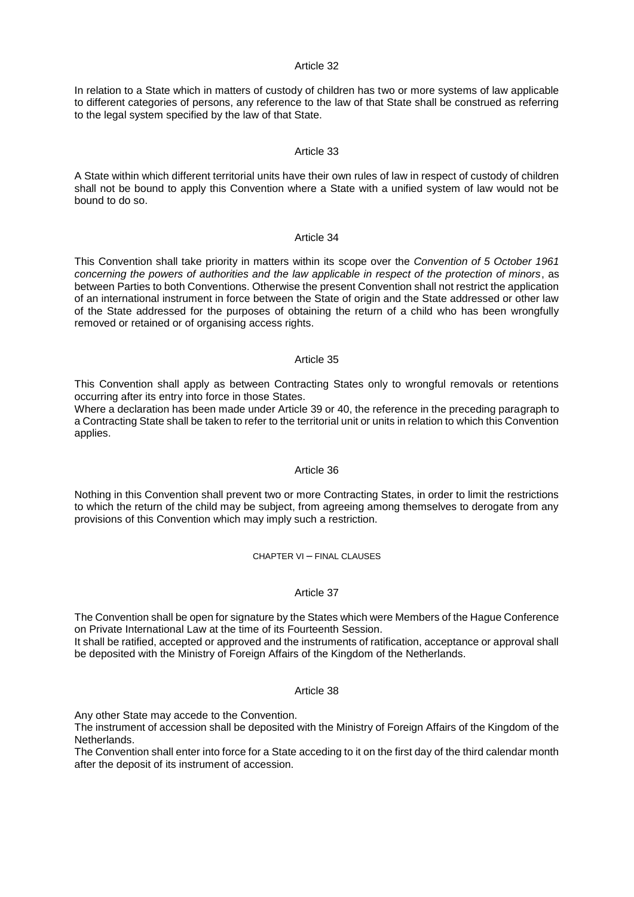### Article 32

In relation to a State which in matters of custody of children has two or more systems of law applicable to different categories of persons, any reference to the law of that State shall be construed as referring to the legal system specified by the law of that State.

### Article 33

A State within which different territorial units have their own rules of law in respect of custody of children shall not be bound to apply this Convention where a State with a unified system of law would not be bound to do so.

### Article 34

This Convention shall take priority in matters within its scope over the *Convention of 5 October 1961 concerning the powers of authorities and the law applicable in respect of the protection of minors*, as between Parties to both Conventions. Otherwise the present Convention shall not restrict the application of an international instrument in force between the State of origin and the State addressed or other law of the State addressed for the purposes of obtaining the return of a child who has been wrongfully removed or retained or of organising access rights.

### Article 35

This Convention shall apply as between Contracting States only to wrongful removals or retentions occurring after its entry into force in those States.
Where a declaration has been made under Article 39 or 40, the reference in the preceding paragraph to a Contracting State shall be taken to refer to the territorial unit or units in relation to which this Convention applies.

### Article 36

Nothing in this Convention shall prevent two or more Contracting States, in order to limit the restrictions to which the return of the child may be subject, from agreeing among themselves to derogate from any provisions of this Convention which may imply such a restriction.

## CHAPTER VI – FINAL CLAUSES

### Article 37

The Convention shall be open for signature by the States which were Members of the Hague Conference on Private International Law at the time of its Fourteenth Session.
It shall be ratified, accepted or approved and the instruments of ratification, acceptance or approval shall be deposited with the Ministry of Foreign Affairs of the Kingdom of the Netherlands.

### Article 38

Any other State may accede to the Convention.
The instrument of accession shall be deposited with the Ministry of Foreign Affairs of the Kingdom of the Netherlands.
The Convention shall enter into force for a State acceding to it on the first day of the third calendar month after the deposit of its instrument of accession.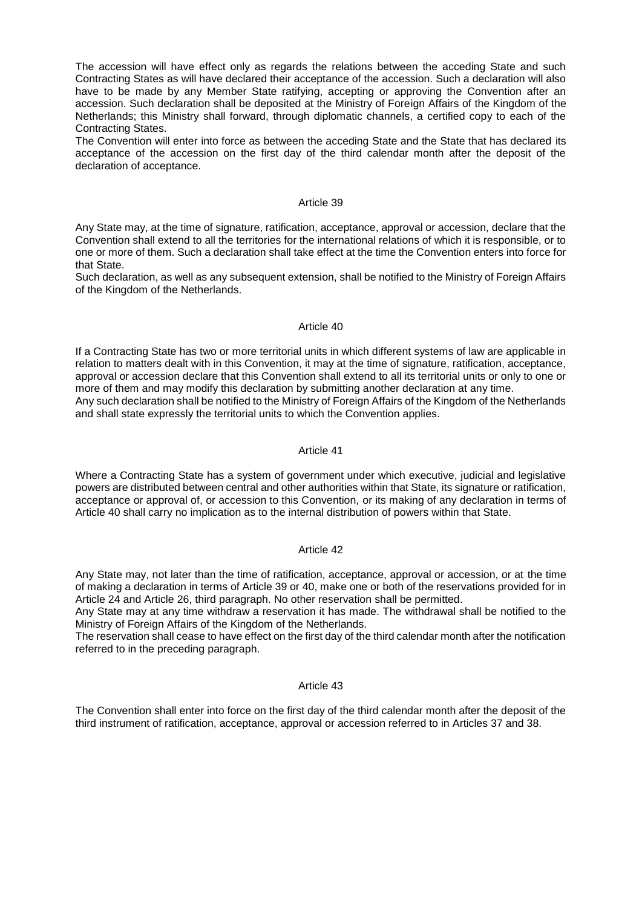The accession will have effect only as regards the relations between the acceding State and such Contracting States as will have declared their acceptance of the accession. Such a declaration will also have to be made by any Member State ratifying, accepting or approving the Convention after an accession. Such declaration shall be deposited at the Ministry of Foreign Affairs of the Kingdom of the Netherlands; this Ministry shall forward, through diplomatic channels, a certified copy to each of the Contracting States.

The Convention will enter into force as between the acceding State and the State that has declared its acceptance of the accession on the first day of the third calendar month after the deposit of the declaration of acceptance.

### Article 39

Any State may, at the time of signature, ratification, acceptance, approval or accession, declare that the Convention shall extend to all the territories for the international relations of which it is responsible, or to one or more of them. Such a declaration shall take effect at the time the Convention enters into force for that State.

Such declaration, as well as any subsequent extension, shall be notified to the Ministry of Foreign Affairs of the Kingdom of the Netherlands.

### Article 40

If a Contracting State has two or more territorial units in which different systems of law are applicable in relation to matters dealt with in this Convention, it may at the time of signature, ratification, acceptance, approval or accession declare that this Convention shall extend to all its territorial units or only to one or more of them and may modify this declaration by submitting another declaration at any time.

Any such declaration shall be notified to the Ministry of Foreign Affairs of the Kingdom of the Netherlands and shall state expressly the territorial units to which the Convention applies.

### Article 41

Where a Contracting State has a system of government under which executive, judicial and legislative powers are distributed between central and other authorities within that State, its signature or ratification, acceptance or approval of, or accession to this Convention, or its making of any declaration in terms of Article 40 shall carry no implication as to the internal distribution of powers within that State.

### Article 42

Any State may, not later than the time of ratification, acceptance, approval or accession, or at the time of making a declaration in terms of Article 39 or 40, make one or both of the reservations provided for in Article 24 and Article 26, third paragraph. No other reservation shall be permitted.

Any State may at any time withdraw a reservation it has made. The withdrawal shall be notified to the Ministry of Foreign Affairs of the Kingdom of the Netherlands.

The reservation shall cease to have effect on the first day of the third calendar month after the notification referred to in the preceding paragraph.

### Article 43

The Convention shall enter into force on the first day of the third calendar month after the deposit of the third instrument of ratification, acceptance, approval or accession referred to in Articles 37 and 38.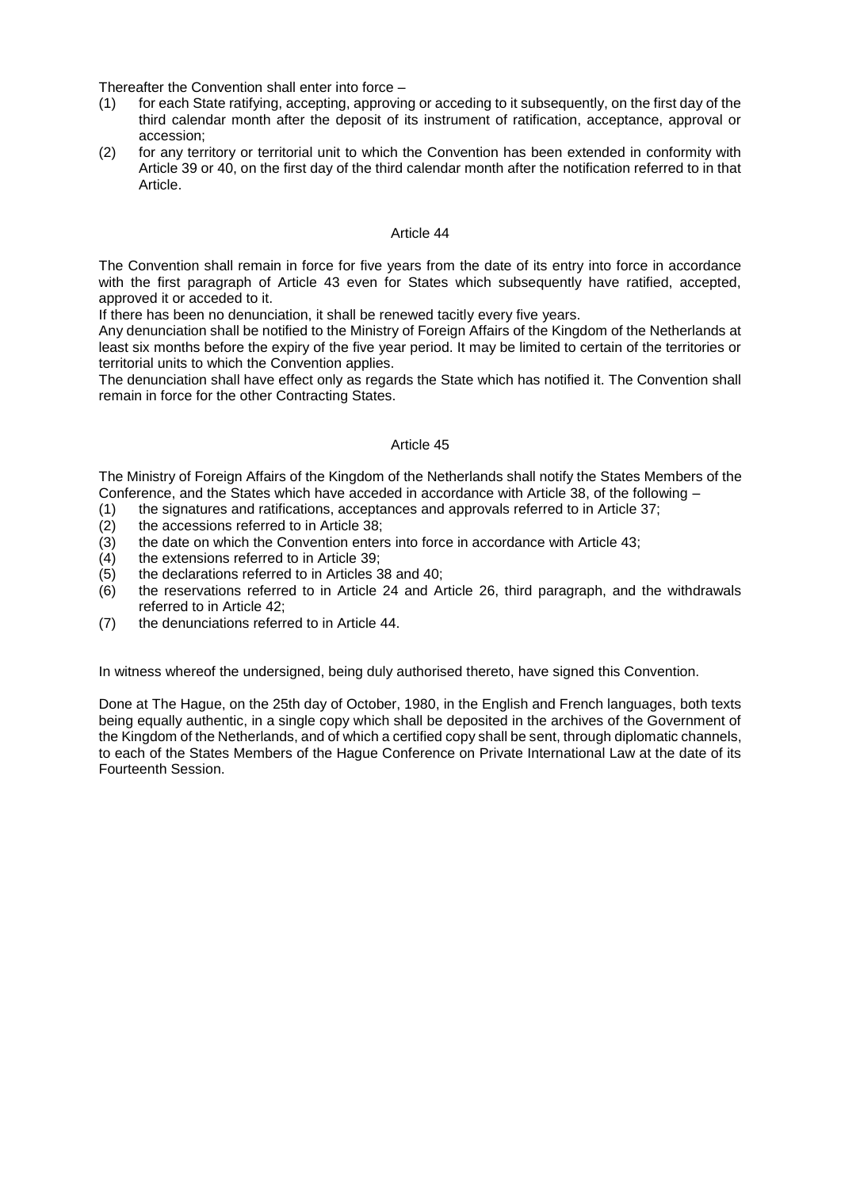Thereafter the Convention shall enter into force –

(1) for each State ratifying, accepting, approving or acceding to it subsequently, on the first day of the third calendar month after the deposit of its instrument of ratification, acceptance, approval or accession;

(2) for any territory or territorial unit to which the Convention has been extended in conformity with Article 39 or 40, on the first day of the third calendar month after the notification referred to in that Article.

## Article 44

The Convention shall remain in force for five years from the date of its entry into force in accordance with the first paragraph of Article 43 even for States which subsequently have ratified, accepted, approved it or acceded to it.

If there has been no denunciation, it shall be renewed tacitly every five years.

Any denunciation shall be notified to the Ministry of Foreign Affairs of the Kingdom of the Netherlands at least six months before the expiry of the five year period. It may be limited to certain of the territories or territorial units to which the Convention applies.

The denunciation shall have effect only as regards the State which has notified it. The Convention shall remain in force for the other Contracting States.

## Article 45

The Ministry of Foreign Affairs of the Kingdom of the Netherlands shall notify the States Members of the Conference, and the States which have acceded in accordance with Article 38, of the following –

(1) the signatures and ratifications, acceptances and approvals referred to in Article 37;

(2) the accessions referred to in Article 38;

(3) the date on which the Convention enters into force in accordance with Article 43;

(4) the extensions referred to in Article 39;

(5) the declarations referred to in Articles 38 and 40;

(6) the reservations referred to in Article 24 and Article 26, third paragraph, and the withdrawals referred to in Article 42;

(7) the denunciations referred to in Article 44.

In witness whereof the undersigned, being duly authorised thereto, have signed this Convention.

Done at The Hague, on the 25th day of October, 1980, in the English and French languages, both texts being equally authentic, in a single copy which shall be deposited in the archives of the Government of the Kingdom of the Netherlands, and of which a certified copy shall be sent, through diplomatic channels, to each of the States Members of the Hague Conference on Private International Law at the date of its Fourteenth Session.